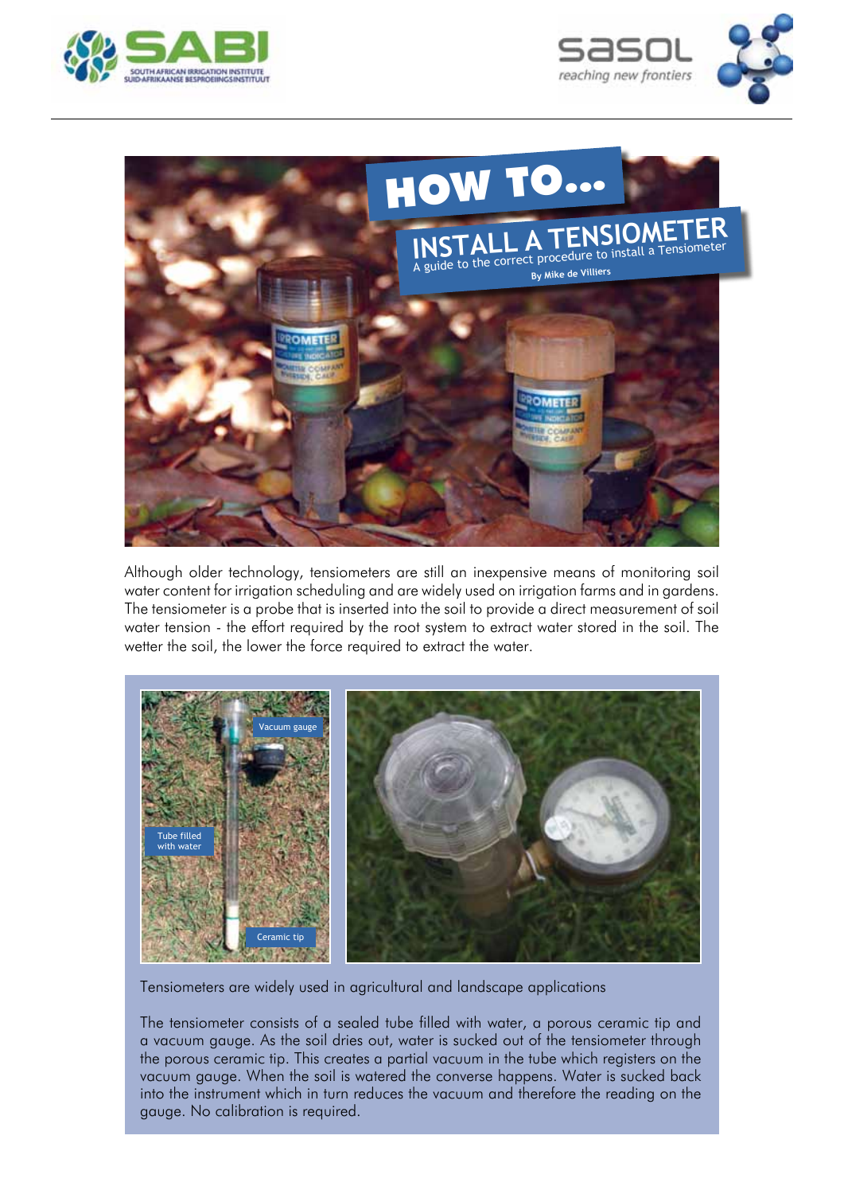# HOW TO...

## INSTALL A TENSIOMETER

A guide to the correct procedure to install a Tensiometer

By Mike de Villiers

Although older technology, tensiometers are still an inexpensive means of monitoring soil water content for irrigation scheduling and are widely used on irrigation farms and in gardens. The tensiometer is a probe that is inserted into the soil to provide a direct measurement of soil water tension - the effort required by the root system to extract water stored in the soil. The wetter the soil, the lower the force required to extract the water.

Tensiometers are widely used in agricultural and landscape applications

The tensiometer consists of a sealed tube filled with water, a porous ceramic tip and a vacuum gauge. As the soil dries out, water is sucked out of the tensiometer through the porous ceramic tip. This creates a partial vacuum in the tube which registers on the vacuum gauge. When the soil is watered the converse happens. Water is sucked back into the instrument which in turn reduces the vacuum and therefore the reading on the gauge. No calibration is required.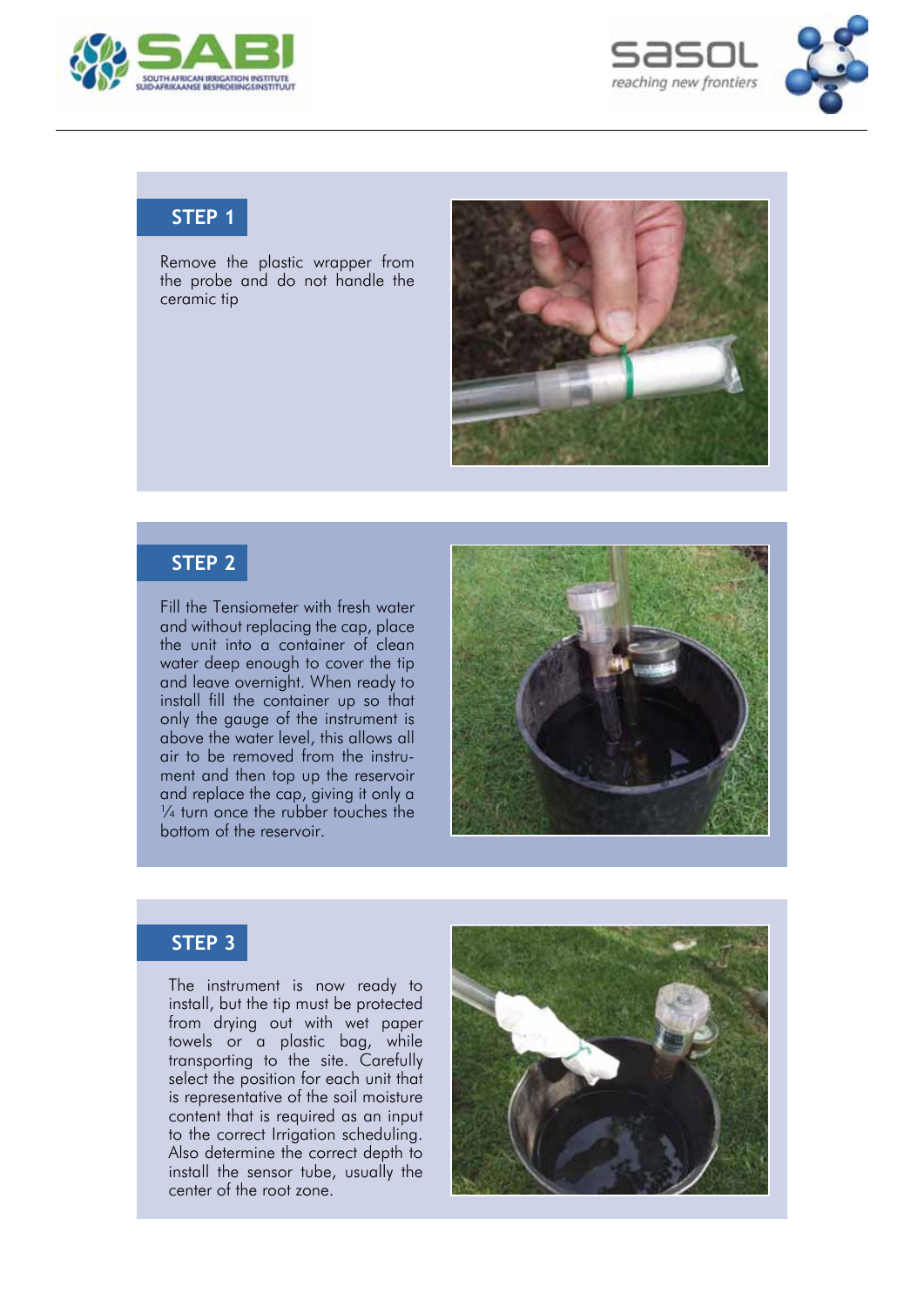## STEP 1

Remove the plastic wrapper from the probe and do not handle the ceramic tip

## STEP 2

Fill the Tensiometer with fresh water and without replacing the cap, place the unit into a container of clean water deep enough to cover the tip and leave overnight. When ready to install fill the container up so that only the gauge of the instrument is above the water level, this allows all air to be removed from the instrument and then top up the reservoir and replace the cap, giving it only a ¼ turn once the rubber touches the bottom of the reservoir.

## STEP 3

The instrument is now ready to install, but the tip must be protected from drying out with wet paper towels or a plastic bag, while transporting to the site. Carefully select the position for each unit that is representative of the soil moisture content that is required as an input to the correct Irrigation scheduling. Also determine the correct depth to install the sensor tube, usually the center of the root zone.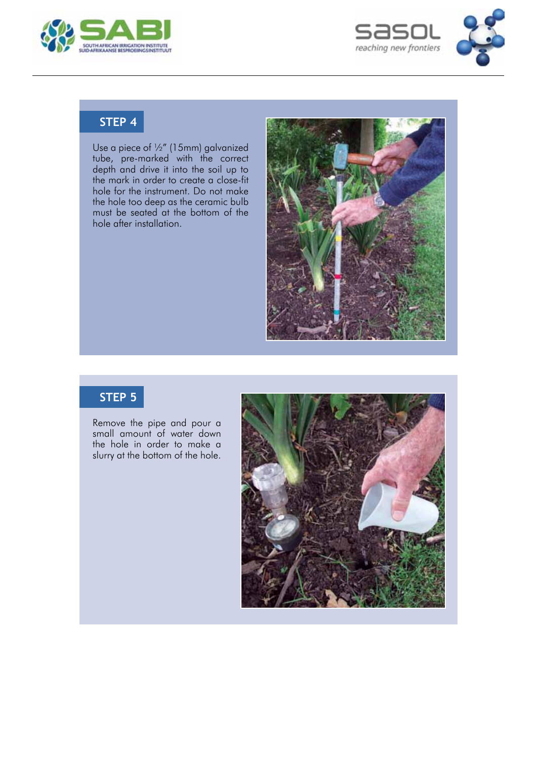## STEP 4

Use a piece of ½" (15mm) galvanized tube, pre-marked with the correct depth and drive it into the soil up to the mark in order to create a close-fit hole for the instrument. Do not make the hole too deep as the ceramic bulb must be seated at the bottom of the hole after installation.

## STEP 5

Remove the pipe and pour a small amount of water down the hole in order to make a slurry at the bottom of the hole.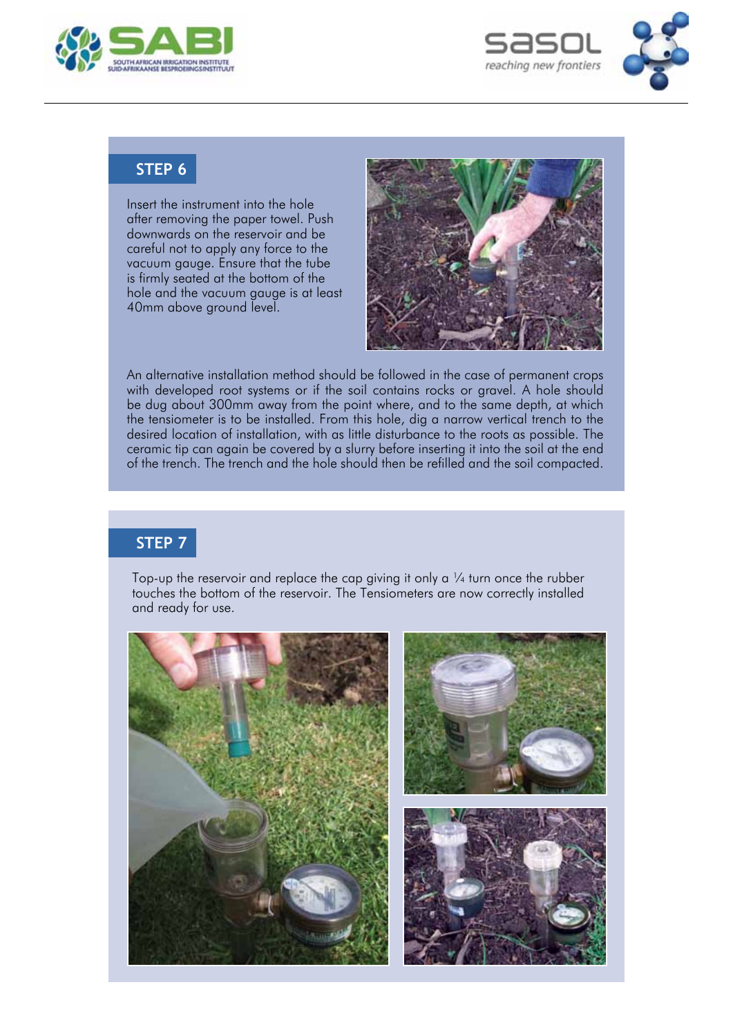## STEP 6

Insert the instrument into the hole after removing the paper towel. Push downwards on the reservoir and be careful not to apply any force to the vacuum gauge. Ensure that the tube is firmly seated at the bottom of the hole and the vacuum gauge is at least 40mm above ground level.

An alternative installation method should be followed in the case of permanent crops with developed root systems or if the soil contains rocks or gravel. A hole should be dug about 300mm away from the point where, and to the same depth, at which the tensiometer is to be installed. From this hole, dig a narrow vertical trench to the desired location of installation, with as little disturbance to the roots as possible. The ceramic tip can again be covered by a slurry before inserting it into the soil at the end of the trench. The trench and the hole should then be refilled and the soil compacted.

## STEP 7

Top-up the reservoir and replace the cap giving it only a ¼ turn once the rubber touches the bottom of the reservoir. The Tensiometers are now correctly installed and ready for use.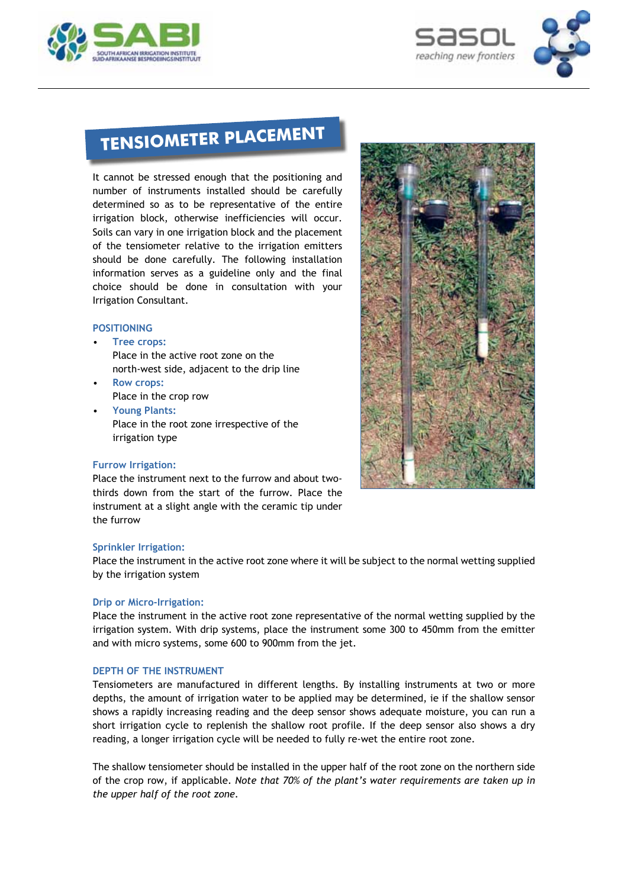# TENSIOMETER PLACEMENT

It cannot be stressed enough that the positioning and number of instruments installed should be carefully determined so as to be representative of the entire irrigation block, otherwise inefficiencies will occur. Soils can vary in one irrigation block and the placement of the tensiometer relative to the irrigation emitters should be done carefully. The following installation information serves as a guideline only and the final choice should be done in consultation with your Irrigation Consultant.

## POSITIONING

- **Tree crops:**
  Place in the active root zone on the north-west side, adjacent to the drip line
- **Row crops:**
  Place in the crop row
- **Young Plants:**
  Place in the root zone irrespective of the irrigation type

### Furrow Irrigation:

Place the instrument next to the furrow and about two-thirds down from the start of the furrow. Place the instrument at a slight angle with the ceramic tip under the furrow

### Sprinkler Irrigation:

Place the instrument in the active root zone where it will be subject to the normal wetting supplied by the irrigation system

### Drip or Micro-Irrigation:

Place the instrument in the active root zone representative of the normal wetting supplied by the irrigation system. With drip systems, place the instrument some 300 to 450mm from the emitter and with micro systems, some 600 to 900mm from the jet.

## DEPTH OF THE INSTRUMENT

Tensiometers are manufactured in different lengths. By installing instruments at two or more depths, the amount of irrigation water to be applied may be determined, ie if the shallow sensor shows a rapidly increasing reading and the deep sensor shows adequate moisture, you can run a short irrigation cycle to replenish the shallow root profile. If the deep sensor also shows a dry reading, a longer irrigation cycle will be needed to fully re-wet the entire root zone.

The shallow tensiometer should be installed in the upper half of the root zone on the northern side of the crop row, if applicable. *Note that 70% of the plant's water requirements are taken up in the upper half of the root zone.*